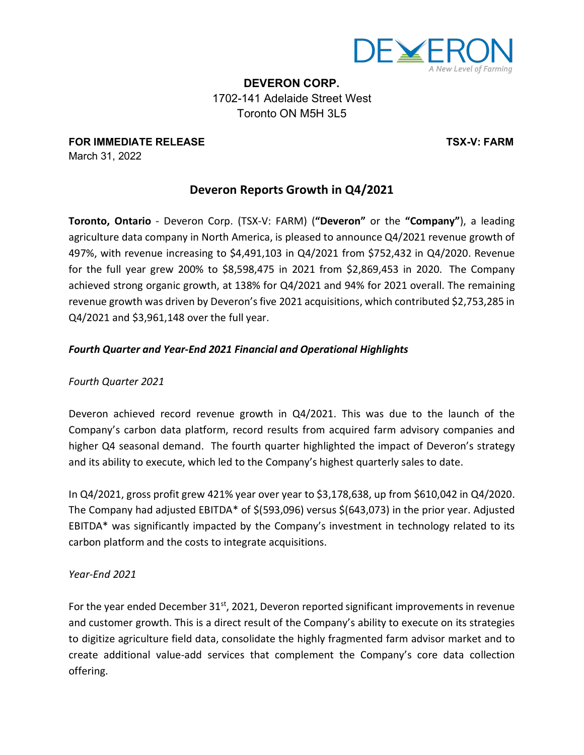**DEVERON CORP.**
1702-141 Adelaide Street West
Toronto ON M5H 3L5

**FOR IMMEDIATE RELEASE** **TSX-V: FARM**
March 31, 2022

## Deveron Reports Growth in Q4/2021

**Toronto, Ontario** - Deveron Corp. (TSX-V: FARM) (**"Deveron"** or the **"Company"**), a leading agriculture data company in North America, is pleased to announce Q4/2021 revenue growth of 497%, with revenue increasing to $4,491,103 in Q4/2021 from $752,432 in Q4/2020. Revenue for the full year grew 200% to $8,598,475 in 2021 from $2,869,453 in 2020. The Company achieved strong organic growth, at 138% for Q4/2021 and 94% for 2021 overall. The remaining revenue growth was driven by Deveron's five 2021 acquisitions, which contributed $2,753,285 in Q4/2021 and $3,961,148 over the full year.

***Fourth Quarter and Year-End 2021 Financial and Operational Highlights***

*Fourth Quarter 2021*

Deveron achieved record revenue growth in Q4/2021. This was due to the launch of the Company's carbon data platform, record results from acquired farm advisory companies and higher Q4 seasonal demand. The fourth quarter highlighted the impact of Deveron's strategy and its ability to execute, which led to the Company's highest quarterly sales to date.

In Q4/2021, gross profit grew 421% year over year to $3,178,638, up from $610,042 in Q4/2020. The Company had adjusted EBITDA* of $(593,096) versus $(643,073) in the prior year. Adjusted EBITDA* was significantly impacted by the Company's investment in technology related to its carbon platform and the costs to integrate acquisitions.

*Year-End 2021*

For the year ended December 31st, 2021, Deveron reported significant improvements in revenue and customer growth. This is a direct result of the Company's ability to execute on its strategies to digitize agriculture field data, consolidate the highly fragmented farm advisor market and to create additional value-add services that complement the Company's core data collection offering.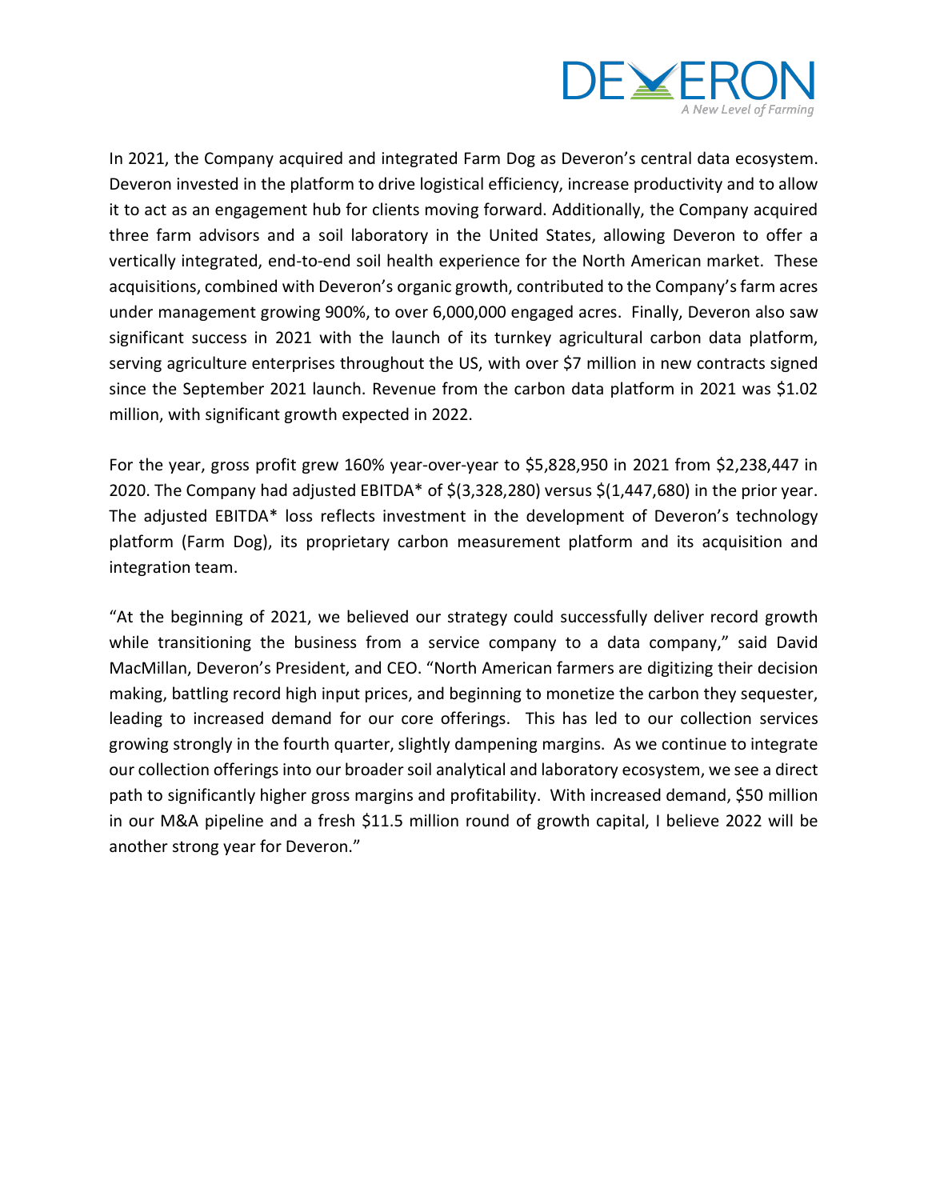In 2021, the Company acquired and integrated Farm Dog as Deveron's central data ecosystem. Deveron invested in the platform to drive logistical efficiency, increase productivity and to allow it to act as an engagement hub for clients moving forward. Additionally, the Company acquired three farm advisors and a soil laboratory in the United States, allowing Deveron to offer a vertically integrated, end-to-end soil health experience for the North American market. These acquisitions, combined with Deveron's organic growth, contributed to the Company's farm acres under management growing 900%, to over 6,000,000 engaged acres. Finally, Deveron also saw significant success in 2021 with the launch of its turnkey agricultural carbon data platform, serving agriculture enterprises throughout the US, with over $7 million in new contracts signed since the September 2021 launch. Revenue from the carbon data platform in 2021 was $1.02 million, with significant growth expected in 2022.

For the year, gross profit grew 160% year-over-year to $5,828,950 in 2021 from $2,238,447 in 2020. The Company had adjusted EBITDA* of $(3,328,280) versus $(1,447,680) in the prior year. The adjusted EBITDA* loss reflects investment in the development of Deveron's technology platform (Farm Dog), its proprietary carbon measurement platform and its acquisition and integration team.

"At the beginning of 2021, we believed our strategy could successfully deliver record growth while transitioning the business from a service company to a data company," said David MacMillan, Deveron's President, and CEO. "North American farmers are digitizing their decision making, battling record high input prices, and beginning to monetize the carbon they sequester, leading to increased demand for our core offerings. This has led to our collection services growing strongly in the fourth quarter, slightly dampening margins. As we continue to integrate our collection offerings into our broader soil analytical and laboratory ecosystem, we see a direct path to significantly higher gross margins and profitability. With increased demand, $50 million in our M&A pipeline and a fresh $11.5 million round of growth capital, I believe 2022 will be another strong year for Deveron."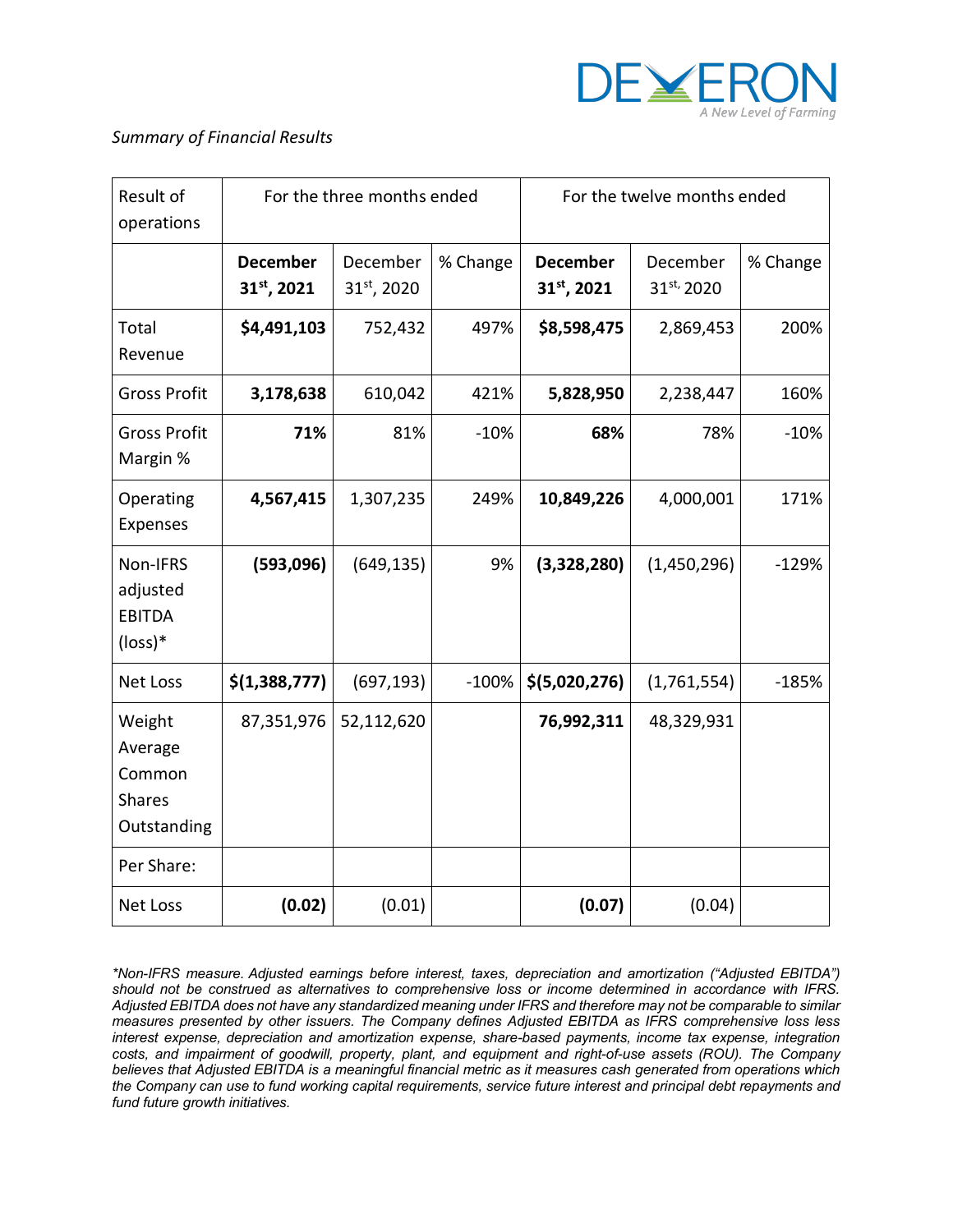*Summary of Financial Results*

| Result of operations | For the three months ended | | | For the twelve months ended | | |
|---|---|---|---|---|---|---|
| | **December 31st, 2021** | December 31st, 2020 | % Change | **December 31st, 2021** | December 31st, 2020 | % Change |
| Total Revenue | **$4,491,103** | 752,432 | 497% | **$8,598,475** | 2,869,453 | 200% |
| Gross Profit | **3,178,638** | 610,042 | 421% | **5,828,950** | 2,238,447 | 160% |
| Gross Profit Margin % | **71%** | 81% | -10% | **68%** | 78% | -10% |
| Operating Expenses | **4,567,415** | 1,307,235 | 249% | **10,849,226** | 4,000,001 | 171% |
| Non-IFRS adjusted EBITDA (loss)* | **(593,096)** | (649,135) | 9% | **(3,328,280)** | (1,450,296) | -129% |
| Net Loss | **$(1,388,777)** | (697,193) | -100% | **$(5,020,276)** | (1,761,554) | -185% |
| Weight Average Common Shares Outstanding | 87,351,976 | 52,112,620 | | **76,992,311** | 48,329,931 | |
| Per Share: | | | | | | |
| Net Loss | **(0.02)** | (0.01) | | **(0.07)** | (0.04) | |

**Non-IFRS measure. Adjusted earnings before interest, taxes, depreciation and amortization ("Adjusted EBITDA") should not be construed as alternatives to comprehensive loss or income determined in accordance with IFRS. Adjusted EBITDA does not have any standardized meaning under IFRS and therefore may not be comparable to similar measures presented by other issuers. The Company defines Adjusted EBITDA as IFRS comprehensive loss less interest expense, depreciation and amortization expense, share-based payments, income tax expense, integration costs, and impairment of goodwill, property, plant, and equipment and right-of-use assets (ROU). The Company believes that Adjusted EBITDA is a meaningful financial metric as it measures cash generated from operations which the Company can use to fund working capital requirements, service future interest and principal debt repayments and fund future growth initiatives.*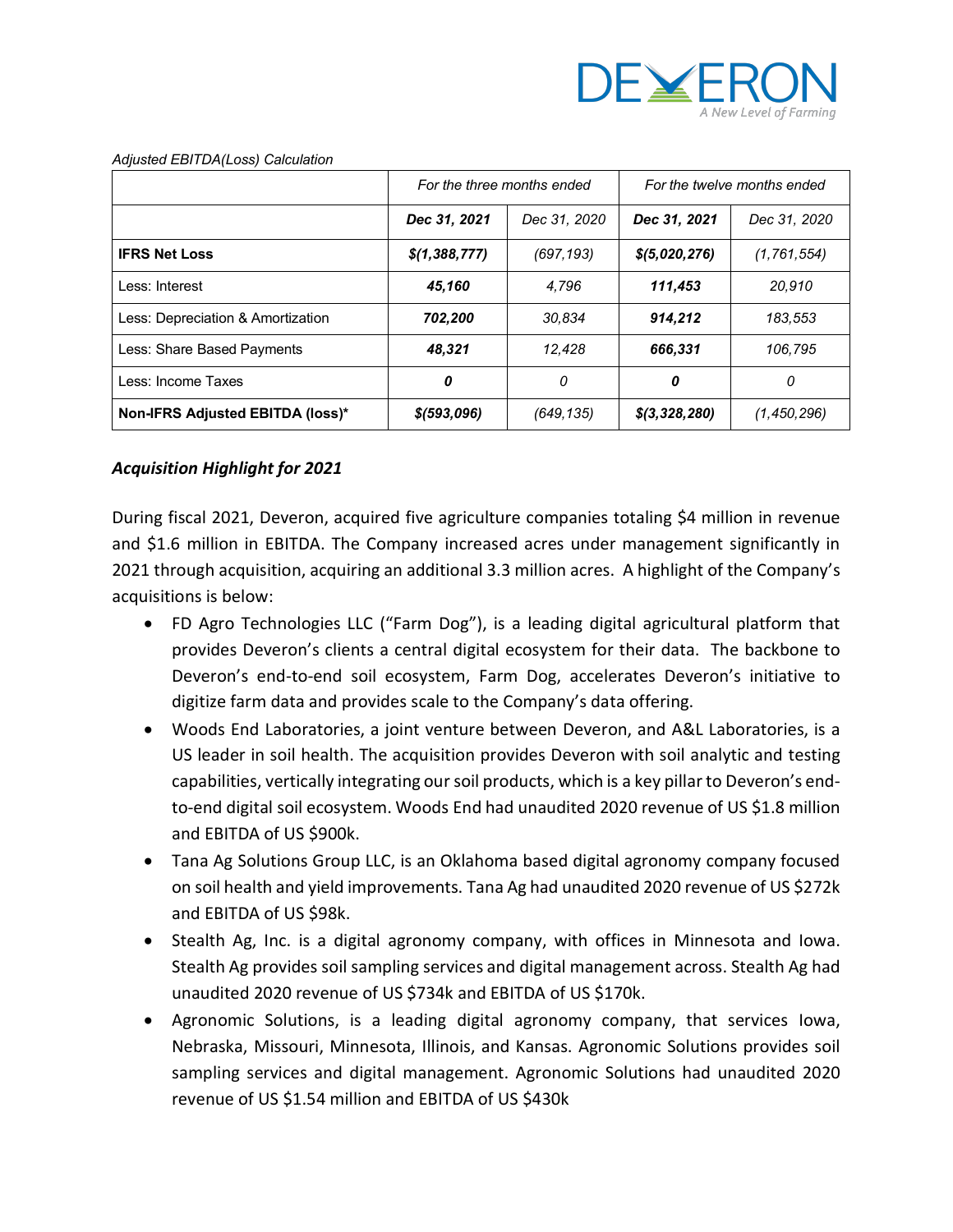*Adjusted EBITDA(Loss) Calculation*

| | *For the three months ended* | | *For the twelve months ended* | |
|---|---|---|---|---|
| | ***Dec 31, 2021*** | *Dec 31, 2020* | ***Dec 31, 2021*** | *Dec 31, 2020* |
| **IFRS Net Loss** | ***$(1,388,777)*** | *(697,193)* | ***$(5,020,276)*** | *(1,761,554)* |
| Less: Interest | ***45,160*** | *4,796* | ***111,453*** | *20,910* |
| Less: Depreciation & Amortization | ***702,200*** | *30,834* | ***914,212*** | *183,553* |
| Less: Share Based Payments | ***48,321*** | *12,428* | ***666,331*** | *106,795* |
| Less: Income Taxes | ***0*** | *0* | ***0*** | *0* |
| **Non-IFRS Adjusted EBITDA (loss)*** | ***$(593,096)*** | *(649,135)* | ***$(3,328,280)*** | *(1,450,296)* |

### *Acquisition Highlight for 2021*

During fiscal 2021, Deveron, acquired five agriculture companies totaling $4 million in revenue and $1.6 million in EBITDA. The Company increased acres under management significantly in 2021 through acquisition, acquiring an additional 3.3 million acres. A highlight of the Company's acquisitions is below:

- FD Agro Technologies LLC ("Farm Dog"), is a leading digital agricultural platform that provides Deveron's clients a central digital ecosystem for their data. The backbone to Deveron's end-to-end soil ecosystem, Farm Dog, accelerates Deveron's initiative to digitize farm data and provides scale to the Company's data offering.
- Woods End Laboratories, a joint venture between Deveron, and A&L Laboratories, is a US leader in soil health. The acquisition provides Deveron with soil analytic and testing capabilities, vertically integrating our soil products, which is a key pillar to Deveron's end-to-end digital soil ecosystem. Woods End had unaudited 2020 revenue of US $1.8 million and EBITDA of US $900k.
- Tana Ag Solutions Group LLC, is an Oklahoma based digital agronomy company focused on soil health and yield improvements. Tana Ag had unaudited 2020 revenue of US $272k and EBITDA of US $98k.
- Stealth Ag, Inc. is a digital agronomy company, with offices in Minnesota and Iowa. Stealth Ag provides soil sampling services and digital management across. Stealth Ag had unaudited 2020 revenue of US $734k and EBITDA of US $170k.
- Agronomic Solutions, is a leading digital agronomy company, that services Iowa, Nebraska, Missouri, Minnesota, Illinois, and Kansas. Agronomic Solutions provides soil sampling services and digital management. Agronomic Solutions had unaudited 2020 revenue of US $1.54 million and EBITDA of US $430k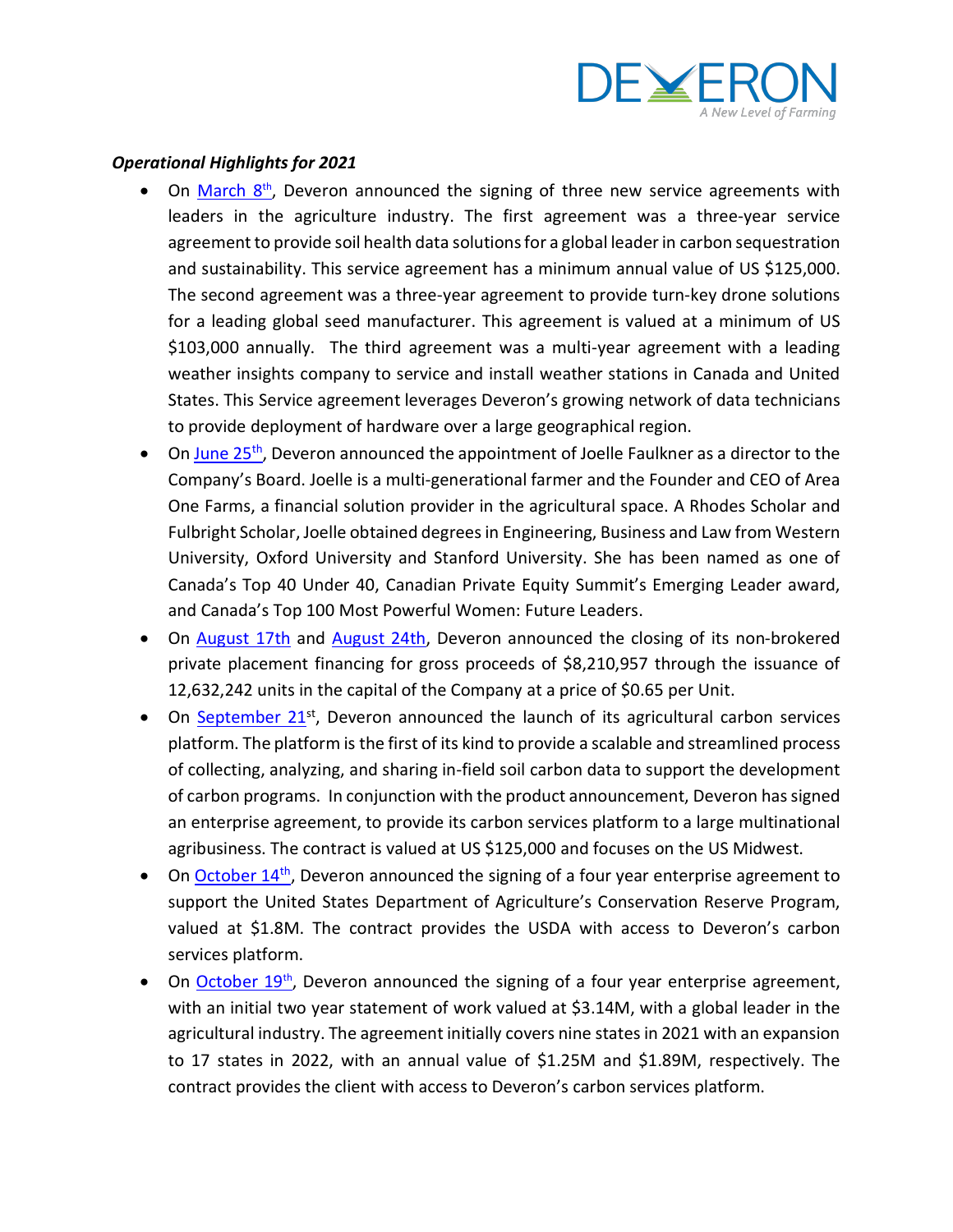***Operational Highlights for 2021***

- On March 8th, Deveron announced the signing of three new service agreements with leaders in the agriculture industry. The first agreement was a three-year service agreement to provide soil health data solutions for a global leader in carbon sequestration and sustainability. This service agreement has a minimum annual value of US $125,000. The second agreement was a three-year agreement to provide turn-key drone solutions for a leading global seed manufacturer. This agreement is valued at a minimum of US $103,000 annually. The third agreement was a multi-year agreement with a leading weather insights company to service and install weather stations in Canada and United States. This Service agreement leverages Deveron's growing network of data technicians to provide deployment of hardware over a large geographical region.
- On June 25th, Deveron announced the appointment of Joelle Faulkner as a director to the Company's Board. Joelle is a multi-generational farmer and the Founder and CEO of Area One Farms, a financial solution provider in the agricultural space. A Rhodes Scholar and Fulbright Scholar, Joelle obtained degrees in Engineering, Business and Law from Western University, Oxford University and Stanford University. She has been named as one of Canada's Top 40 Under 40, Canadian Private Equity Summit's Emerging Leader award, and Canada's Top 100 Most Powerful Women: Future Leaders.
- On August 17th and August 24th, Deveron announced the closing of its non-brokered private placement financing for gross proceeds of $8,210,957 through the issuance of 12,632,242 units in the capital of the Company at a price of $0.65 per Unit.
- On September 21st, Deveron announced the launch of its agricultural carbon services platform. The platform is the first of its kind to provide a scalable and streamlined process of collecting, analyzing, and sharing in-field soil carbon data to support the development of carbon programs. In conjunction with the product announcement, Deveron has signed an enterprise agreement, to provide its carbon services platform to a large multinational agribusiness. The contract is valued at US $125,000 and focuses on the US Midwest.
- On October 14th, Deveron announced the signing of a four year enterprise agreement to support the United States Department of Agriculture's Conservation Reserve Program, valued at $1.8M. The contract provides the USDA with access to Deveron's carbon services platform.
- On October 19th, Deveron announced the signing of a four year enterprise agreement, with an initial two year statement of work valued at $3.14M, with a global leader in the agricultural industry. The agreement initially covers nine states in 2021 with an expansion to 17 states in 2022, with an annual value of $1.25M and $1.89M, respectively. The contract provides the client with access to Deveron's carbon services platform.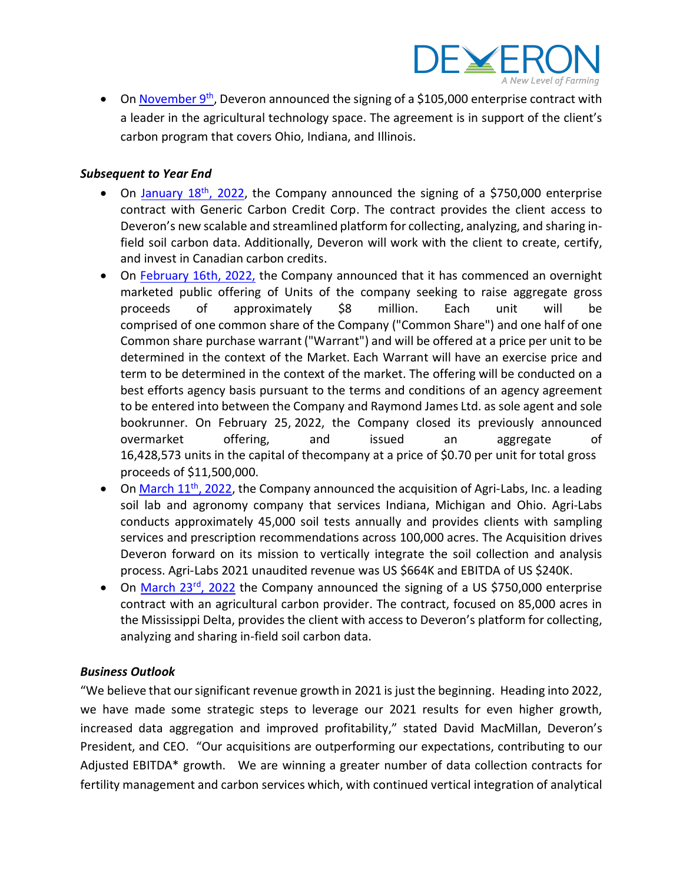- On November 9th, Deveron announced the signing of a $105,000 enterprise contract with a leader in the agricultural technology space. The agreement is in support of the client's carbon program that covers Ohio, Indiana, and Illinois.

***Subsequent to Year End***

- On January 18th, 2022, the Company announced the signing of a $750,000 enterprise contract with Generic Carbon Credit Corp. The contract provides the client access to Deveron's new scalable and streamlined platform for collecting, analyzing, and sharing in-field soil carbon data. Additionally, Deveron will work with the client to create, certify, and invest in Canadian carbon credits.
- On February 16th, 2022, the Company announced that it has commenced an overnight marketed public offering of Units of the company seeking to raise aggregate gross proceeds of approximately $8 million. Each unit will be comprised of one common share of the Company ("Common Share") and one half of one Common share purchase warrant ("Warrant") and will be offered at a price per unit to be determined in the context of the Market. Each Warrant will have an exercise price and term to be determined in the context of the market. The offering will be conducted on a best efforts agency basis pursuant to the terms and conditions of an agency agreement to be entered into between the Company and Raymond James Ltd. as sole agent and sole bookrunner. On February 25, 2022, the Company closed its previously announced overmarket offering, and issued an aggregate of 16,428,573 units in the capital of thecompany at a price of $0.70 per unit for total gross proceeds of $11,500,000.
- On March 11th, 2022, the Company announced the acquisition of Agri-Labs, Inc. a leading soil lab and agronomy company that services Indiana, Michigan and Ohio. Agri-Labs conducts approximately 45,000 soil tests annually and provides clients with sampling services and prescription recommendations across 100,000 acres. The Acquisition drives Deveron forward on its mission to vertically integrate the soil collection and analysis process. Agri-Labs 2021 unaudited revenue was US $664K and EBITDA of US $240K.
- On March 23rd, 2022 the Company announced the signing of a US $750,000 enterprise contract with an agricultural carbon provider. The contract, focused on 85,000 acres in the Mississippi Delta, provides the client with access to Deveron's platform for collecting, analyzing and sharing in-field soil carbon data.

***Business Outlook***

"We believe that our significant revenue growth in 2021 is just the beginning. Heading into 2022, we have made some strategic steps to leverage our 2021 results for even higher growth, increased data aggregation and improved profitability," stated David MacMillan, Deveron's President, and CEO. "Our acquisitions are outperforming our expectations, contributing to our Adjusted EBITDA* growth. We are winning a greater number of data collection contracts for fertility management and carbon services which, with continued vertical integration of analytical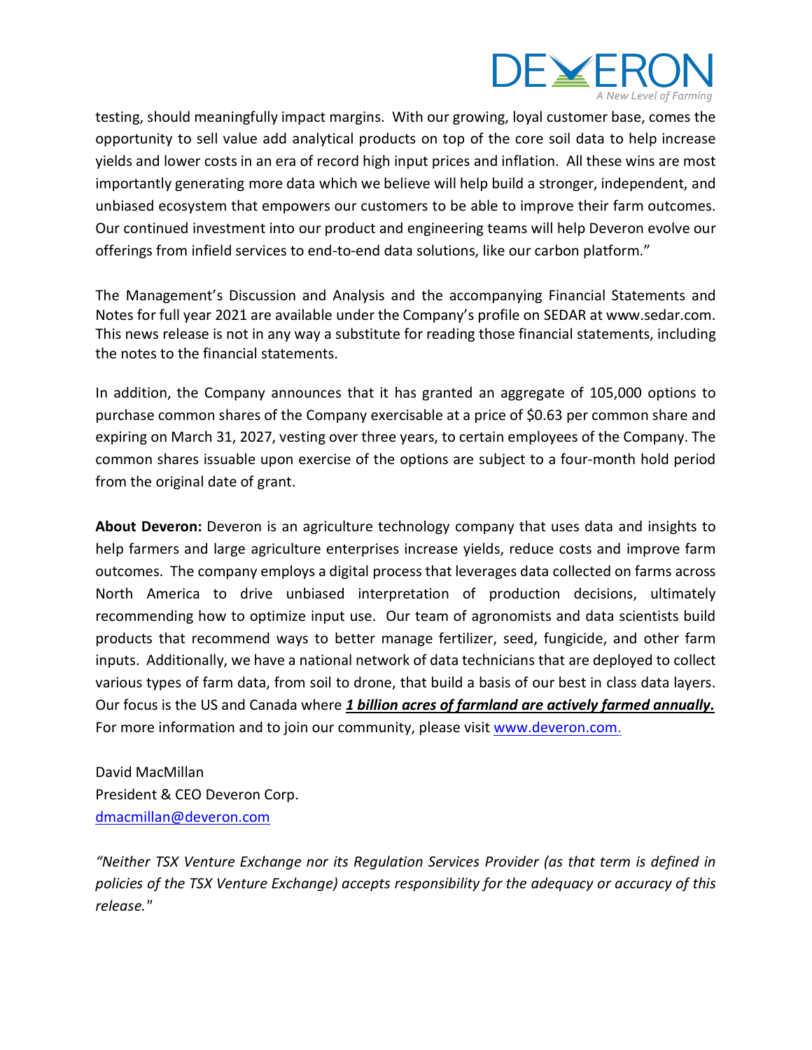testing, should meaningfully impact margins. With our growing, loyal customer base, comes the opportunity to sell value add analytical products on top of the core soil data to help increase yields and lower costs in an era of record high input prices and inflation. All these wins are most importantly generating more data which we believe will help build a stronger, independent, and unbiased ecosystem that empowers our customers to be able to improve their farm outcomes. Our continued investment into our product and engineering teams will help Deveron evolve our offerings from infield services to end-to-end data solutions, like our carbon platform."

The Management's Discussion and Analysis and the accompanying Financial Statements and Notes for full year 2021 are available under the Company's profile on SEDAR at www.sedar.com. This news release is not in any way a substitute for reading those financial statements, including the notes to the financial statements.

In addition, the Company announces that it has granted an aggregate of 105,000 options to purchase common shares of the Company exercisable at a price of $0.63 per common share and expiring on March 31, 2027, vesting over three years, to certain employees of the Company. The common shares issuable upon exercise of the options are subject to a four-month hold period from the original date of grant.

**About Deveron:** Deveron is an agriculture technology company that uses data and insights to help farmers and large agriculture enterprises increase yields, reduce costs and improve farm outcomes. The company employs a digital process that leverages data collected on farms across North America to drive unbiased interpretation of production decisions, ultimately recommending how to optimize input use. Our team of agronomists and data scientists build products that recommend ways to better manage fertilizer, seed, fungicide, and other farm inputs. Additionally, we have a national network of data technicians that are deployed to collect various types of farm data, from soil to drone, that build a basis of our best in class data layers. Our focus is the US and Canada where ***1 billion acres of farmland are actively farmed annually.*** For more information and to join our community, please visit [www.deveron.com.](http://www.deveron.com)

David MacMillan
President & CEO Deveron Corp.
[dmacmillan@deveron.com](mailto:dmacmillan@deveron.com)

*"Neither TSX Venture Exchange nor its Regulation Services Provider (as that term is defined in policies of the TSX Venture Exchange) accepts responsibility for the adequacy or accuracy of this release."*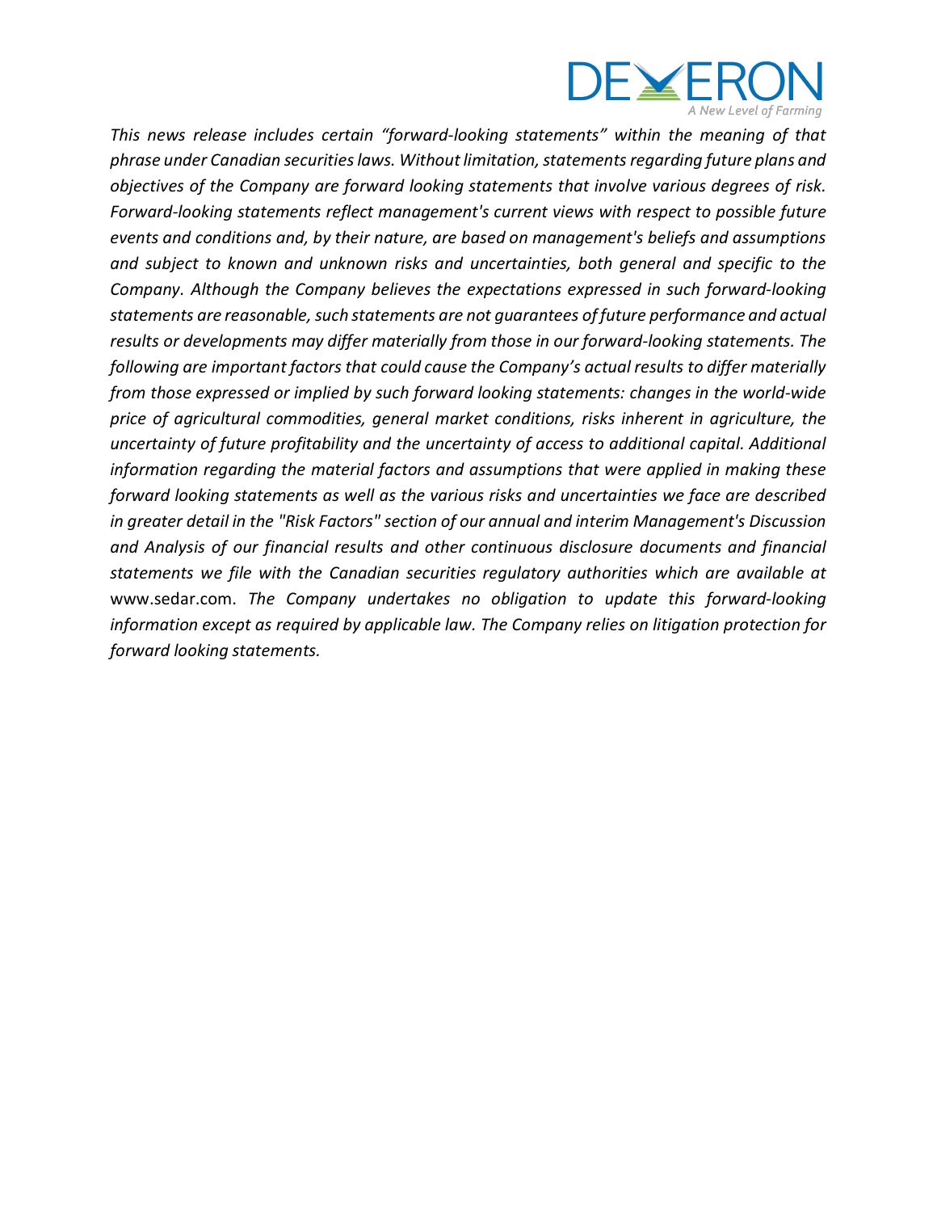*This news release includes certain "forward-looking statements" within the meaning of that phrase under Canadian securities laws. Without limitation, statements regarding future plans and objectives of the Company are forward looking statements that involve various degrees of risk. Forward-looking statements reflect management's current views with respect to possible future events and conditions and, by their nature, are based on management's beliefs and assumptions and subject to known and unknown risks and uncertainties, both general and specific to the Company. Although the Company believes the expectations expressed in such forward-looking statements are reasonable, such statements are not guarantees of future performance and actual results or developments may differ materially from those in our forward-looking statements. The following are important factors that could cause the Company's actual results to differ materially from those expressed or implied by such forward looking statements: changes in the world-wide price of agricultural commodities, general market conditions, risks inherent in agriculture, the uncertainty of future profitability and the uncertainty of access to additional capital. Additional information regarding the material factors and assumptions that were applied in making these forward looking statements as well as the various risks and uncertainties we face are described in greater detail in the "Risk Factors" section of our annual and interim Management's Discussion and Analysis of our financial results and other continuous disclosure documents and financial statements we file with the Canadian securities regulatory authorities which are available at* www.sedar.com. *The Company undertakes no obligation to update this forward-looking information except as required by applicable law. The Company relies on litigation protection for forward looking statements.*